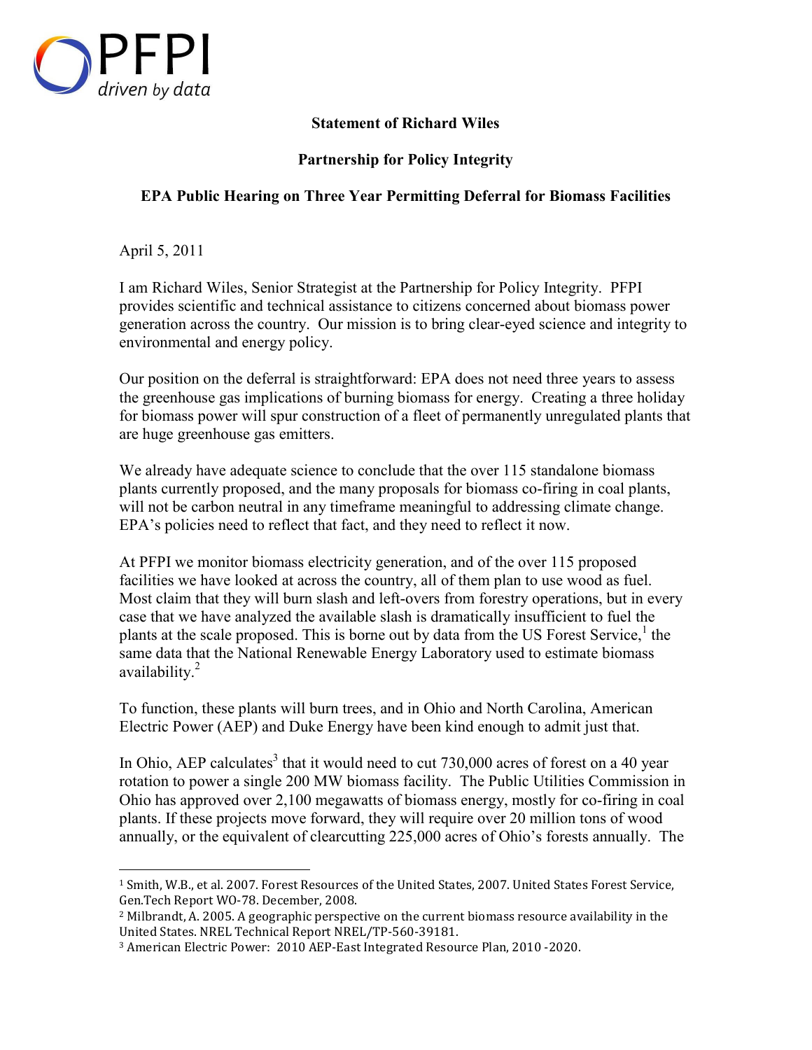PFPI
*driven by data*

**Statement of Richard Wiles**

**Partnership for Policy Integrity**

**EPA Public Hearing on Three Year Permitting Deferral for Biomass Facilities**

April 5, 2011

I am Richard Wiles, Senior Strategist at the Partnership for Policy Integrity. PFPI provides scientific and technical assistance to citizens concerned about biomass power generation across the country. Our mission is to bring clear-eyed science and integrity to environmental and energy policy.

Our position on the deferral is straightforward: EPA does not need three years to assess the greenhouse gas implications of burning biomass for energy. Creating a three holiday for biomass power will spur construction of a fleet of permanently unregulated plants that are huge greenhouse gas emitters.

We already have adequate science to conclude that the over 115 standalone biomass plants currently proposed, and the many proposals for biomass co-firing in coal plants, will not be carbon neutral in any timeframe meaningful to addressing climate change. EPA's policies need to reflect that fact, and they need to reflect it now.

At PFPI we monitor biomass electricity generation, and of the over 115 proposed facilities we have looked at across the country, all of them plan to use wood as fuel. Most claim that they will burn slash and left-overs from forestry operations, but in every case that we have analyzed the available slash is dramatically insufficient to fuel the plants at the scale proposed. This is borne out by data from the US Forest Service,[1] the same data that the National Renewable Energy Laboratory used to estimate biomass availability.[2]

To function, these plants will burn trees, and in Ohio and North Carolina, American Electric Power (AEP) and Duke Energy have been kind enough to admit just that.

In Ohio, AEP calculates[3] that it would need to cut 730,000 acres of forest on a 40 year rotation to power a single 200 MW biomass facility. The Public Utilities Commission in Ohio has approved over 2,100 megawatts of biomass energy, mostly for co-firing in coal plants. If these projects move forward, they will require over 20 million tons of wood annually, or the equivalent of clearcutting 225,000 acres of Ohio's forests annually. The

---

[1] Smith, W.B., et al. 2007. Forest Resources of the United States, 2007. United States Forest Service, Gen.Tech Report WO-78. December, 2008.

[2] Milbrandt, A. 2005. A geographic perspective on the current biomass resource availability in the United States. NREL Technical Report NREL/TP-560-39181.

[3] American Electric Power: 2010 AEP-East Integrated Resource Plan, 2010 -2020.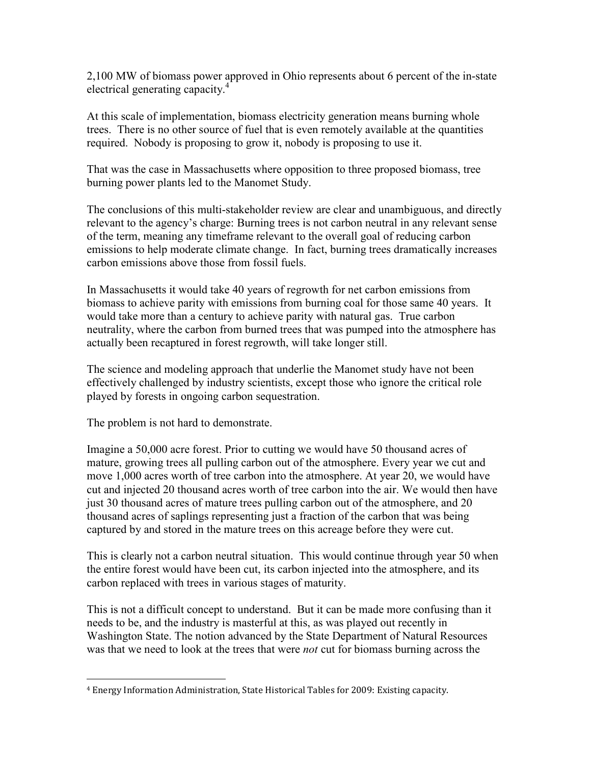2,100 MW of biomass power approved in Ohio represents about 6 percent of the in-state electrical generating capacity.[4]

At this scale of implementation, biomass electricity generation means burning whole trees. There is no other source of fuel that is even remotely available at the quantities required. Nobody is proposing to grow it, nobody is proposing to use it.

That was the case in Massachusetts where opposition to three proposed biomass, tree burning power plants led to the Manomet Study.

The conclusions of this multi-stakeholder review are clear and unambiguous, and directly relevant to the agency's charge: Burning trees is not carbon neutral in any relevant sense of the term, meaning any timeframe relevant to the overall goal of reducing carbon emissions to help moderate climate change. In fact, burning trees dramatically increases carbon emissions above those from fossil fuels.

In Massachusetts it would take 40 years of regrowth for net carbon emissions from biomass to achieve parity with emissions from burning coal for those same 40 years. It would take more than a century to achieve parity with natural gas. True carbon neutrality, where the carbon from burned trees that was pumped into the atmosphere has actually been recaptured in forest regrowth, will take longer still.

The science and modeling approach that underlie the Manomet study have not been effectively challenged by industry scientists, except those who ignore the critical role played by forests in ongoing carbon sequestration.

The problem is not hard to demonstrate.

Imagine a 50,000 acre forest. Prior to cutting we would have 50 thousand acres of mature, growing trees all pulling carbon out of the atmosphere. Every year we cut and move 1,000 acres worth of tree carbon into the atmosphere. At year 20, we would have cut and injected 20 thousand acres worth of tree carbon into the air. We would then have just 30 thousand acres of mature trees pulling carbon out of the atmosphere, and 20 thousand acres of saplings representing just a fraction of the carbon that was being captured by and stored in the mature trees on this acreage before they were cut.

This is clearly not a carbon neutral situation. This would continue through year 50 when the entire forest would have been cut, its carbon injected into the atmosphere, and its carbon replaced with trees in various stages of maturity.

This is not a difficult concept to understand. But it can be made more confusing than it needs to be, and the industry is masterful at this, as was played out recently in Washington State. The notion advanced by the State Department of Natural Resources was that we need to look at the trees that were *not* cut for biomass burning across the

---

[4] Energy Information Administration, State Historical Tables for 2009: Existing capacity.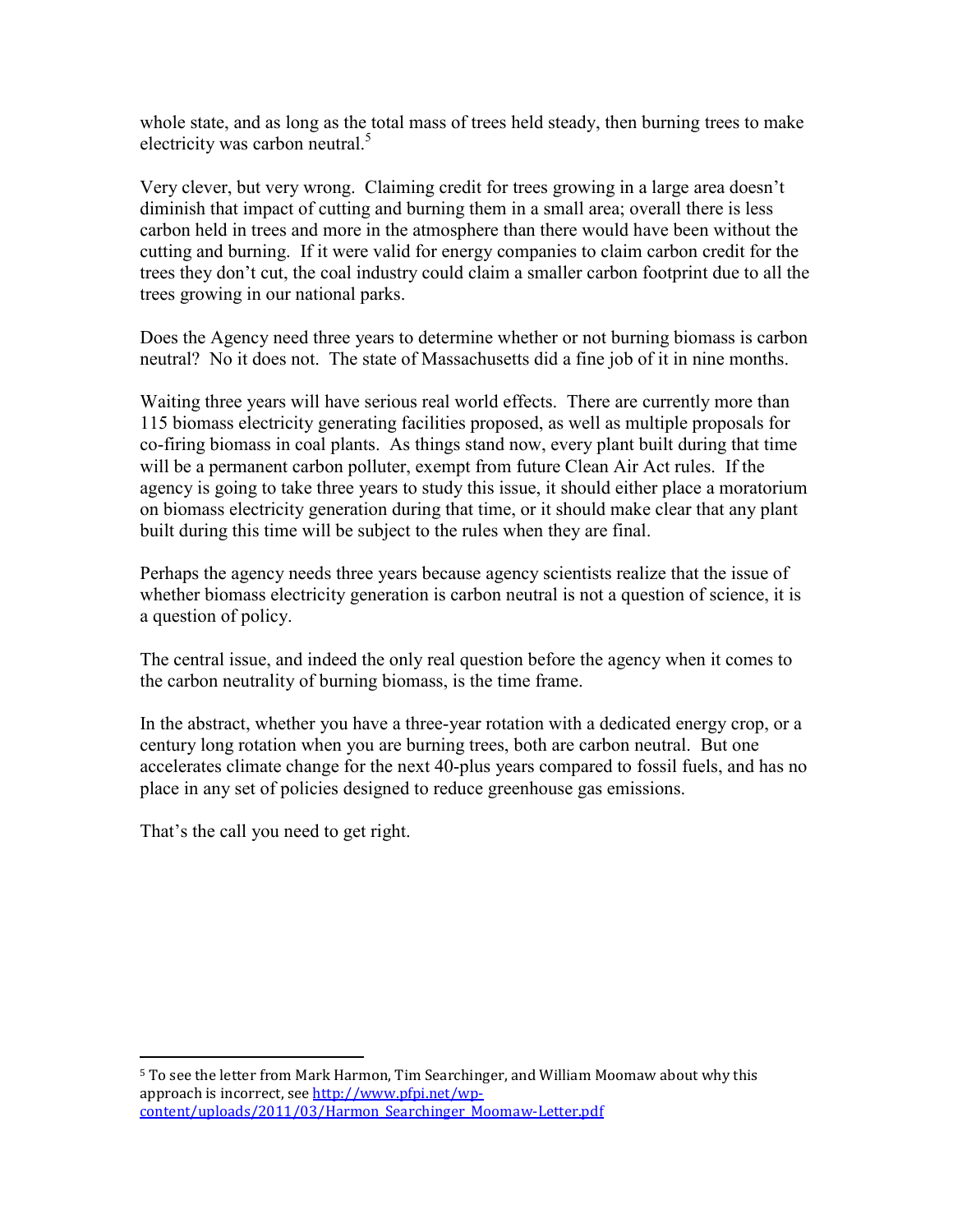whole state, and as long as the total mass of trees held steady, then burning trees to make electricity was carbon neutral.[5]

Very clever, but very wrong. Claiming credit for trees growing in a large area doesn't diminish that impact of cutting and burning them in a small area; overall there is less carbon held in trees and more in the atmosphere than there would have been without the cutting and burning. If it were valid for energy companies to claim carbon credit for the trees they don't cut, the coal industry could claim a smaller carbon footprint due to all the trees growing in our national parks.

Does the Agency need three years to determine whether or not burning biomass is carbon neutral? No it does not. The state of Massachusetts did a fine job of it in nine months.

Waiting three years will have serious real world effects. There are currently more than 115 biomass electricity generating facilities proposed, as well as multiple proposals for co-firing biomass in coal plants. As things stand now, every plant built during that time will be a permanent carbon polluter, exempt from future Clean Air Act rules. If the agency is going to take three years to study this issue, it should either place a moratorium on biomass electricity generation during that time, or it should make clear that any plant built during this time will be subject to the rules when they are final.

Perhaps the agency needs three years because agency scientists realize that the issue of whether biomass electricity generation is carbon neutral is not a question of science, it is a question of policy.

The central issue, and indeed the only real question before the agency when it comes to the carbon neutrality of burning biomass, is the time frame.

In the abstract, whether you have a three-year rotation with a dedicated energy crop, or a century long rotation when you are burning trees, both are carbon neutral. But one accelerates climate change for the next 40-plus years compared to fossil fuels, and has no place in any set of policies designed to reduce greenhouse gas emissions.

That's the call you need to get right.

---

[5] To see the letter from Mark Harmon, Tim Searchinger, and William Moomaw about why this approach is incorrect, see http://www.pfpi.net/wp-content/uploads/2011/03/Harmon_Searchinger_Moomaw-Letter.pdf